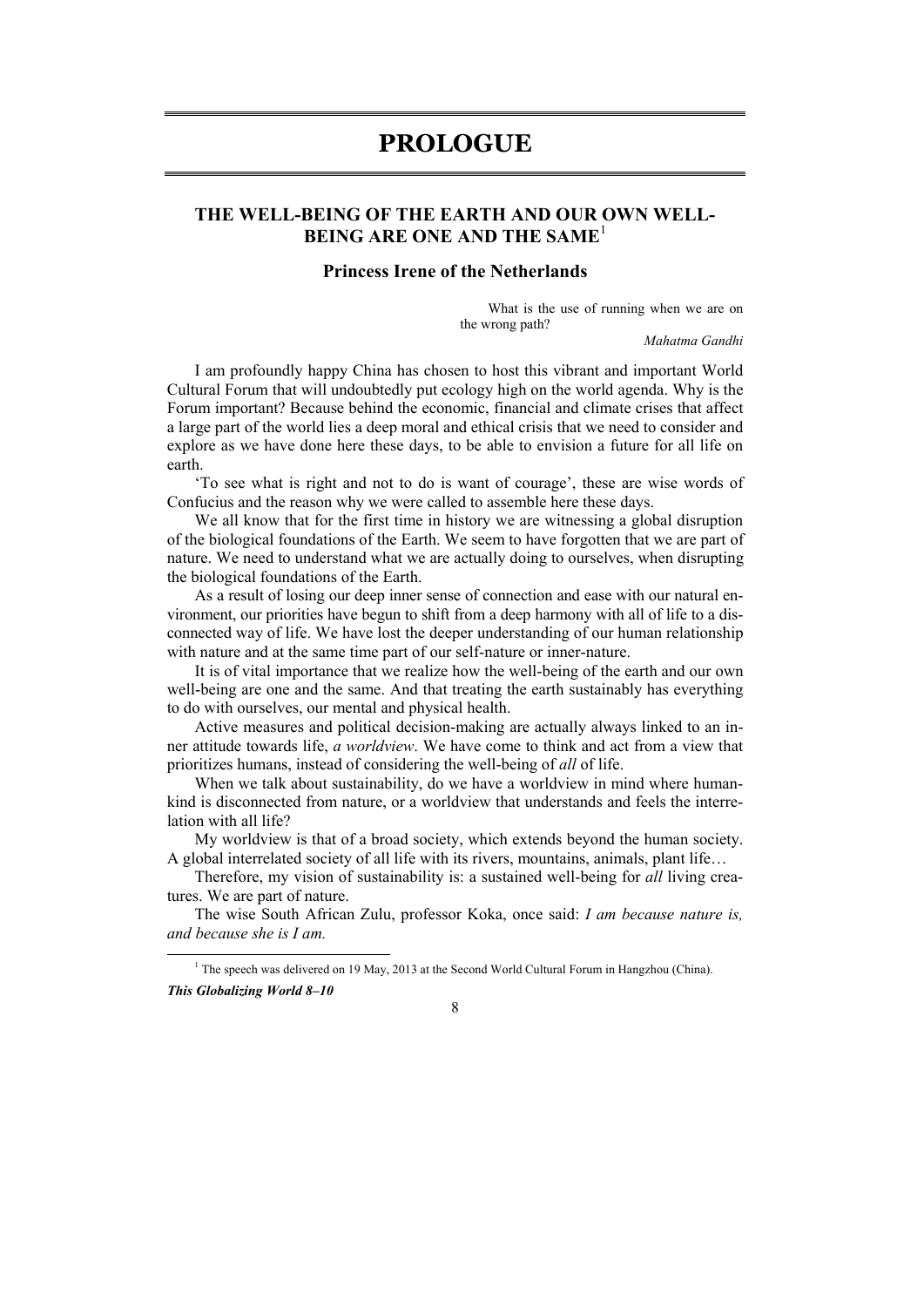# PROLOGUE

## THE WELL-BEING OF THE EARTH AND OUR OWN WELL-BEING ARE ONE AND THE SAME[1]

### Princess Irene of the Netherlands

> What is the use of running when we are on the wrong path?
>
> *Mahatma Gandhi*

I am profoundly happy China has chosen to host this vibrant and important World Cultural Forum that will undoubtedly put ecology high on the world agenda. Why is the Forum important? Because behind the economic, financial and climate crises that affect a large part of the world lies a deep moral and ethical crisis that we need to consider and explore as we have done here these days, to be able to envision a future for all life on earth.

'To see what is right and not to do is want of courage', these are wise words of Confucius and the reason why we were called to assemble here these days.

We all know that for the first time in history we are witnessing a global disruption of the biological foundations of the Earth. We seem to have forgotten that we are part of nature. We need to understand what we are actually doing to ourselves, when disrupting the biological foundations of the Earth.

As a result of losing our deep inner sense of connection and ease with our natural environment, our priorities have begun to shift from a deep harmony with all of life to a disconnected way of life. We have lost the deeper understanding of our human relationship with nature and at the same time part of our self-nature or inner-nature.

It is of vital importance that we realize how the well-being of the earth and our own well-being are one and the same. And that treating the earth sustainably has everything to do with ourselves, our mental and physical health.

Active measures and political decision-making are actually always linked to an inner attitude towards life, *a worldview*. We have come to think and act from a view that prioritizes humans, instead of considering the well-being of *all* of life.

When we talk about sustainability, do we have a worldview in mind where humankind is disconnected from nature, or a worldview that understands and feels the interrelation with all life?

My worldview is that of a broad society, which extends beyond the human society. A global interrelated society of all life with its rivers, mountains, animals, plant life…

Therefore, my vision of sustainability is: a sustained well-being for *all* living creatures. We are part of nature.

The wise South African Zulu, professor Koka, once said: *I am because nature is, and because she is I am.*

[1] The speech was delivered on 19 May, 2013 at the Second World Cultural Forum in Hangzhou (China).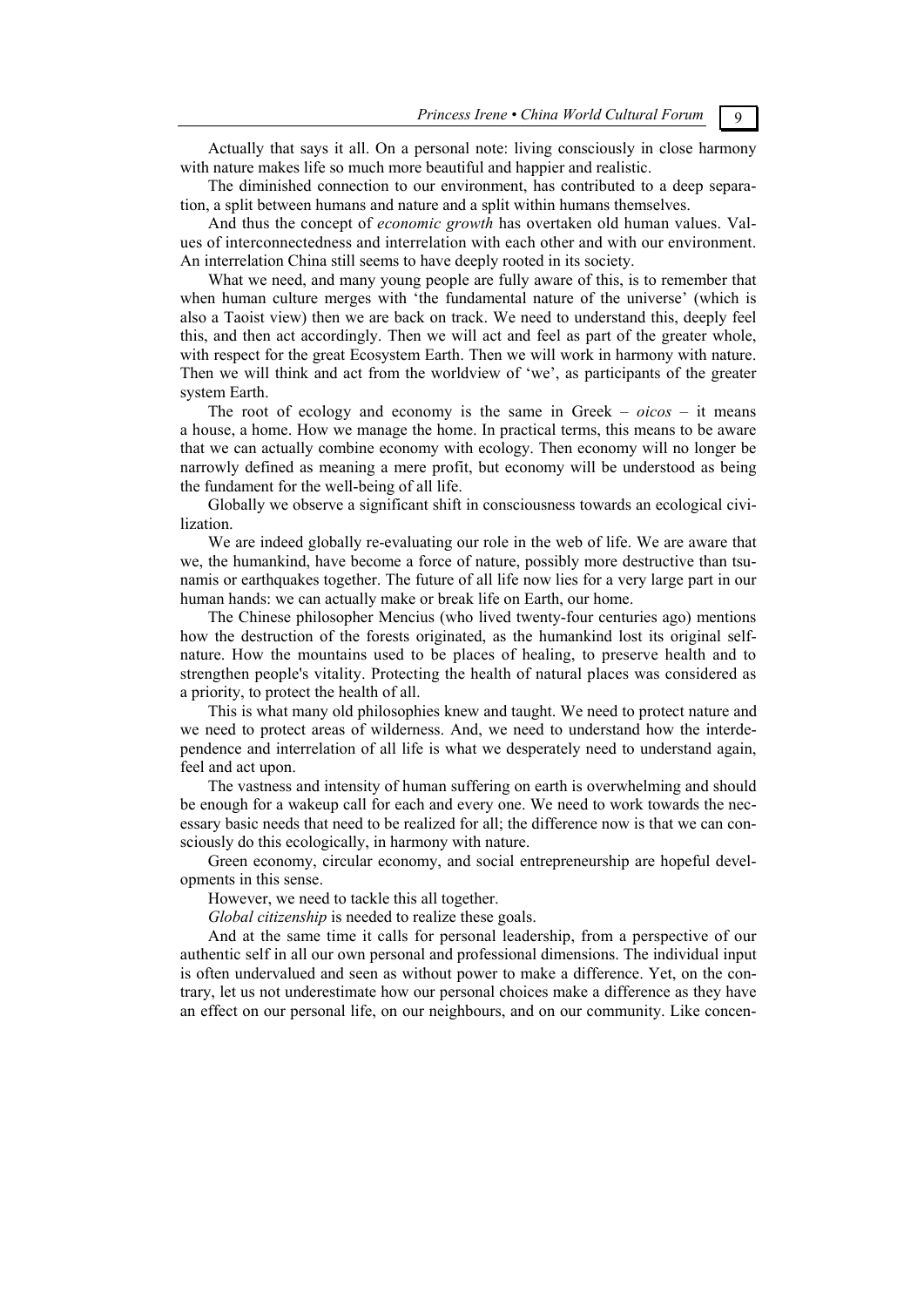Actually that says it all. On a personal note: living consciously in close harmony with nature makes life so much more beautiful and happier and realistic.

The diminished connection to our environment, has contributed to a deep separation, a split between humans and nature and a split within humans themselves.

And thus the concept of *economic growth* has overtaken old human values. Values of interconnectedness and interrelation with each other and with our environment. An interrelation China still seems to have deeply rooted in its society.

What we need, and many young people are fully aware of this, is to remember that when human culture merges with 'the fundamental nature of the universe' (which is also a Taoist view) then we are back on track. We need to understand this, deeply feel this, and then act accordingly. Then we will act and feel as part of the greater whole, with respect for the great Ecosystem Earth. Then we will work in harmony with nature. Then we will think and act from the worldview of 'we', as participants of the greater system Earth.

The root of ecology and economy is the same in Greek – *oicos* – it means a house, a home. How we manage the home. In practical terms, this means to be aware that we can actually combine economy with ecology. Then economy will no longer be narrowly defined as meaning a mere profit, but economy will be understood as being the fundament for the well-being of all life.

Globally we observe a significant shift in consciousness towards an ecological civilization.

We are indeed globally re-evaluating our role in the web of life. We are aware that we, the humankind, have become a force of nature, possibly more destructive than tsunamis or earthquakes together. The future of all life now lies for a very large part in our human hands: we can actually make or break life on Earth, our home.

The Chinese philosopher Mencius (who lived twenty-four centuries ago) mentions how the destruction of the forests originated, as the humankind lost its original self-nature. How the mountains used to be places of healing, to preserve health and to strengthen people's vitality. Protecting the health of natural places was considered as a priority, to protect the health of all.

This is what many old philosophies knew and taught. We need to protect nature and we need to protect areas of wilderness. And, we need to understand how the interdependence and interrelation of all life is what we desperately need to understand again, feel and act upon.

The vastness and intensity of human suffering on earth is overwhelming and should be enough for a wakeup call for each and every one. We need to work towards the necessary basic needs that need to be realized for all; the difference now is that we can consciously do this ecologically, in harmony with nature.

Green economy, circular economy, and social entrepreneurship are hopeful developments in this sense.

However, we need to tackle this all together.

*Global citizenship* is needed to realize these goals.

And at the same time it calls for personal leadership, from a perspective of our authentic self in all our own personal and professional dimensions. The individual input is often undervalued and seen as without power to make a difference. Yet, on the contrary, let us not underestimate how our personal choices make a difference as they have an effect on our personal life, on our neighbours, and on our community. Like concen-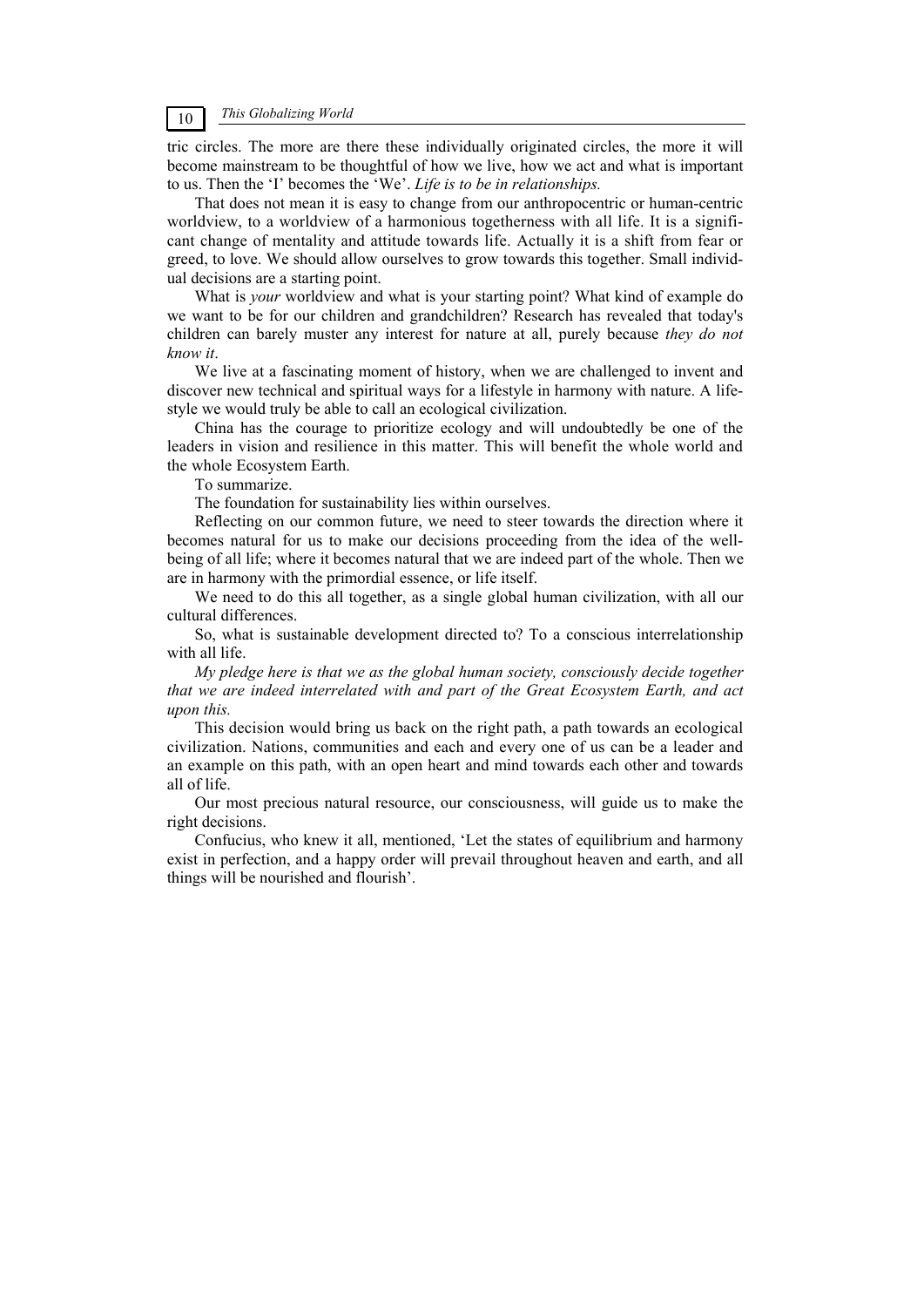tric circles. The more are there these individually originated circles, the more it will become mainstream to be thoughtful of how we live, how we act and what is important to us. Then the 'I' becomes the 'We'. *Life is to be in relationships.*

That does not mean it is easy to change from our anthropocentric or human-centric worldview, to a worldview of a harmonious togetherness with all life. It is a significant change of mentality and attitude towards life. Actually it is a shift from fear or greed, to love. We should allow ourselves to grow towards this together. Small individual decisions are a starting point.

What is *your* worldview and what is your starting point? What kind of example do we want to be for our children and grandchildren? Research has revealed that today's children can barely muster any interest for nature at all, purely because *they do not know it*.

We live at a fascinating moment of history, when we are challenged to invent and discover new technical and spiritual ways for a lifestyle in harmony with nature. A lifestyle we would truly be able to call an ecological civilization.

China has the courage to prioritize ecology and will undoubtedly be one of the leaders in vision and resilience in this matter. This will benefit the whole world and the whole Ecosystem Earth.

To summarize.

The foundation for sustainability lies within ourselves.

Reflecting on our common future, we need to steer towards the direction where it becomes natural for us to make our decisions proceeding from the idea of the well-being of all life; where it becomes natural that we are indeed part of the whole. Then we are in harmony with the primordial essence, or life itself.

We need to do this all together, as a single global human civilization, with all our cultural differences.

So, what is sustainable development directed to? To a conscious interrelationship with all life.

*My pledge here is that we as the global human society, consciously decide together that we are indeed interrelated with and part of the Great Ecosystem Earth, and act upon this.*

This decision would bring us back on the right path, a path towards an ecological civilization. Nations, communities and each and every one of us can be a leader and an example on this path, with an open heart and mind towards each other and towards all of life.

Our most precious natural resource, our consciousness, will guide us to make the right decisions.

Confucius, who knew it all, mentioned, 'Let the states of equilibrium and harmony exist in perfection, and a happy order will prevail throughout heaven and earth, and all things will be nourished and flourish'.